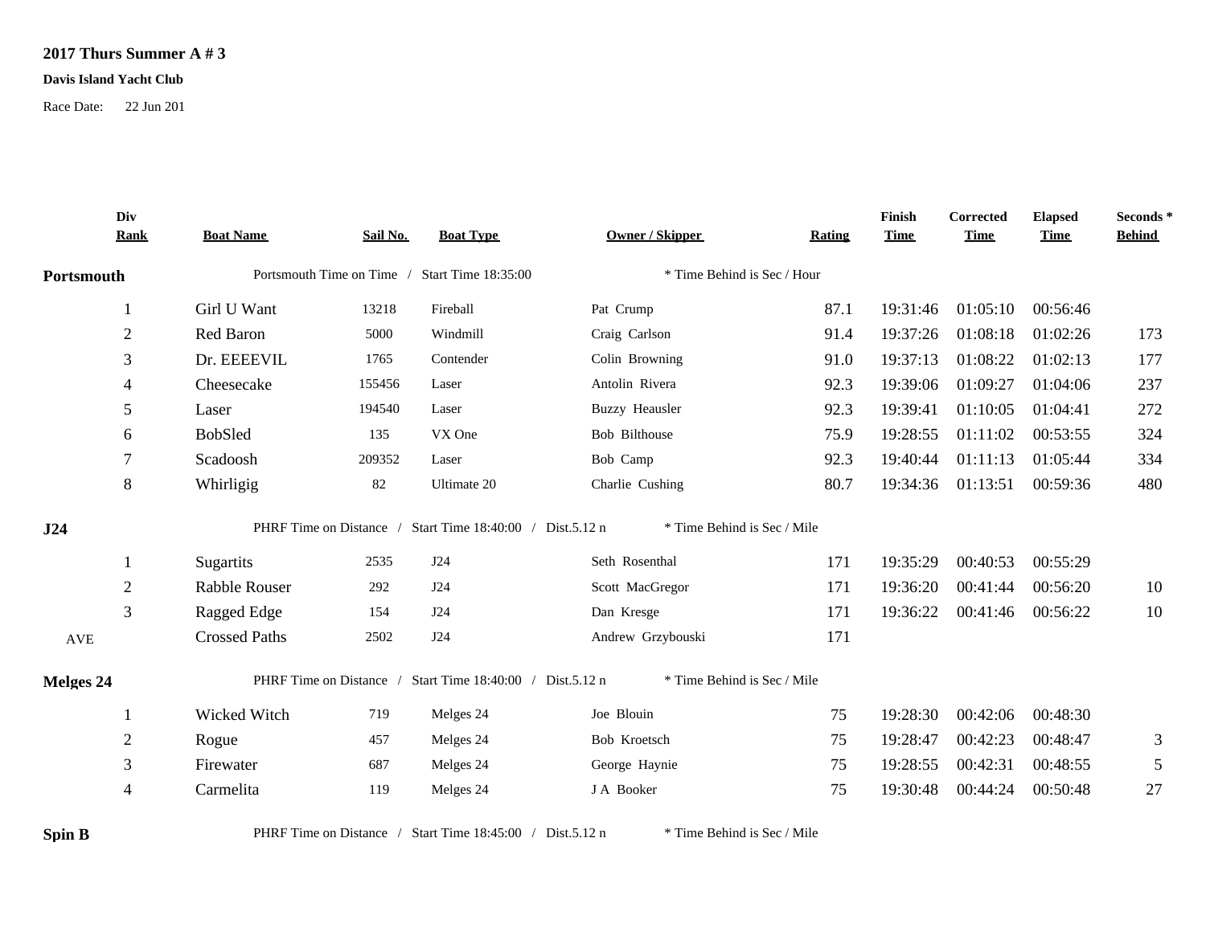**2017 Thurs Summer A # 3**

**Davis Island Yacht Club**

Race Date: 22 Jun 201

| Div Rank | Boat Name | Sail No. | Boat Type | Owner / Skipper | Rating | Finish Time | Corrected Time | Elapsed Time | Seconds * Behind |
|---|---|---|---|---|---|---|---|---|---|
| **Portsmouth** | Portsmouth Time on Time / Start Time 18:35:00 | | | * Time Behind is Sec / Hour | | | | | |
| 1 | Girl U Want | 13218 | Fireball | Pat Crump | 87.1 | 19:31:46 | 01:05:10 | 00:56:46 | |
| 2 | Red Baron | 5000 | Windmill | Craig Carlson | 91.4 | 19:37:26 | 01:08:18 | 01:02:26 | 173 |
| 3 | Dr. EEEEVIL | 1765 | Contender | Colin Browning | 91.0 | 19:37:13 | 01:08:22 | 01:02:13 | 177 |
| 4 | Cheesecake | 155456 | Laser | Antolin Rivera | 92.3 | 19:39:06 | 01:09:27 | 01:04:06 | 237 |
| 5 | Laser | 194540 | Laser | Buzzy Heausler | 92.3 | 19:39:41 | 01:10:05 | 01:04:41 | 272 |
| 6 | BobSled | 135 | VX One | Bob Bilthouse | 75.9 | 19:28:55 | 01:11:02 | 00:53:55 | 324 |
| 7 | Scadoosh | 209352 | Laser | Bob Camp | 92.3 | 19:40:44 | 01:11:13 | 01:05:44 | 334 |
| 8 | Whirligig | 82 | Ultimate 20 | Charlie Cushing | 80.7 | 19:34:36 | 01:13:51 | 00:59:36 | 480 |
| **J24** | PHRF Time on Distance / Start Time 18:40:00 / Dist.5.12 n | | | * Time Behind is Sec / Mile | | | | | |
| 1 | Sugartits | 2535 | J24 | Seth Rosenthal | 171 | 19:35:29 | 00:40:53 | 00:55:29 | |
| 2 | Rabble Rouser | 292 | J24 | Scott MacGregor | 171 | 19:36:20 | 00:41:44 | 00:56:20 | 10 |
| 3 | Ragged Edge | 154 | J24 | Dan Kresge | 171 | 19:36:22 | 00:41:46 | 00:56:22 | 10 |
| AVE | Crossed Paths | 2502 | J24 | Andrew Grzybouski | 171 | | | | |
| **Melges 24** | PHRF Time on Distance / Start Time 18:40:00 / Dist.5.12 n | | | * Time Behind is Sec / Mile | | | | | |
| 1 | Wicked Witch | 719 | Melges 24 | Joe Blouin | 75 | 19:28:30 | 00:42:06 | 00:48:30 | |
| 2 | Rogue | 457 | Melges 24 | Bob Kroetsch | 75 | 19:28:47 | 00:42:23 | 00:48:47 | 3 |
| 3 | Firewater | 687 | Melges 24 | George Haynie | 75 | 19:28:55 | 00:42:31 | 00:48:55 | 5 |
| 4 | Carmelita | 119 | Melges 24 | J A Booker | 75 | 19:30:48 | 00:44:24 | 00:50:48 | 27 |
| **Spin B** | PHRF Time on Distance / Start Time 18:45:00 / Dist.5.12 n | | | * Time Behind is Sec / Mile | | | | | |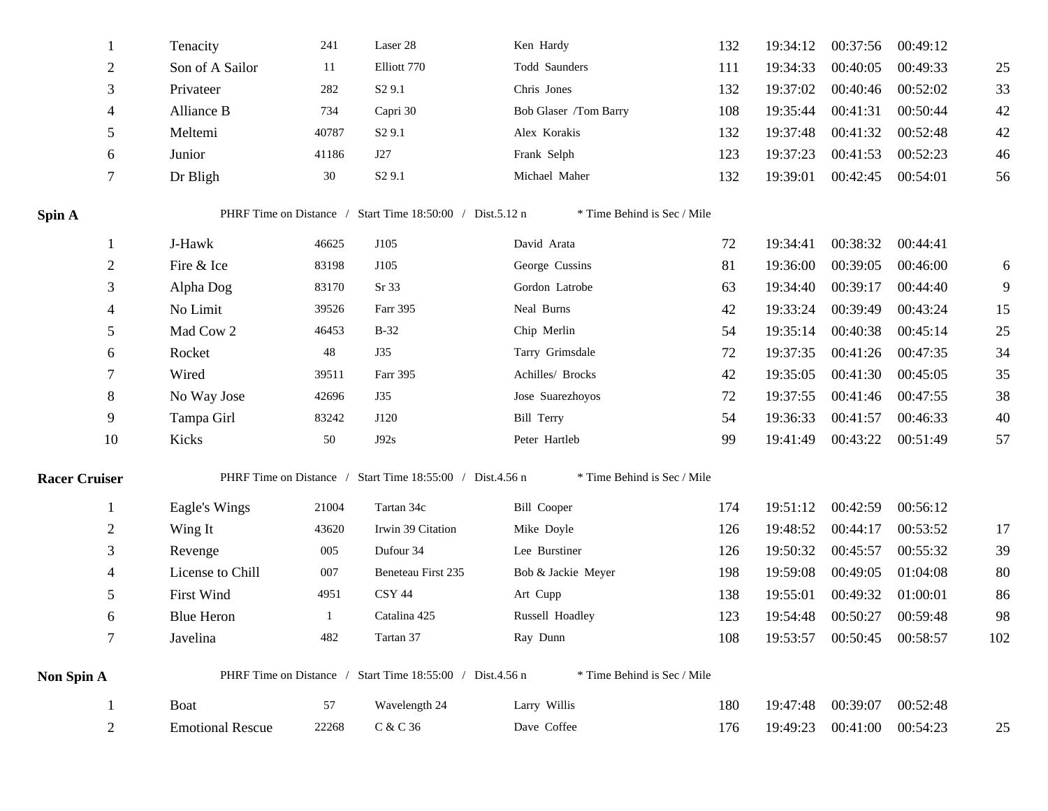| | | | | | | | | | |
|---|---|---|---|---|---|---|---|---|---|
| 1 | Tenacity | 241 | Laser 28 | Ken Hardy | 132 | 19:34:12 | 00:37:56 | 00:49:12 | |
| 2 | Son of A Sailor | 11 | Elliott 770 | Todd Saunders | 111 | 19:34:33 | 00:40:05 | 00:49:33 | 25 |
| 3 | Privateer | 282 | S2 9.1 | Chris Jones | 132 | 19:37:02 | 00:40:46 | 00:52:02 | 33 |
| 4 | Alliance B | 734 | Capri 30 | Bob Glaser /Tom Barry | 108 | 19:35:44 | 00:41:31 | 00:50:44 | 42 |
| 5 | Meltemi | 40787 | S2 9.1 | Alex Korakis | 132 | 19:37:48 | 00:41:32 | 00:52:48 | 42 |
| 6 | Junior | 41186 | J27 | Frank Selph | 123 | 19:37:23 | 00:41:53 | 00:52:23 | 46 |
| 7 | Dr Bligh | 30 | S2 9.1 | Michael Maher | 132 | 19:39:01 | 00:42:45 | 00:54:01 | 56 |

**Spin A** PHRF Time on Distance / Start Time 18:50:00 / Dist.5.12 n * Time Behind is Sec / Mile

| | | | | | | | | | |
|---|---|---|---|---|---|---|---|---|---|
| 1 | J-Hawk | 46625 | J105 | David Arata | 72 | 19:34:41 | 00:38:32 | 00:44:41 | |
| 2 | Fire & Ice | 83198 | J105 | George Cussins | 81 | 19:36:00 | 00:39:05 | 00:46:00 | 6 |
| 3 | Alpha Dog | 83170 | Sr 33 | Gordon Latrobe | 63 | 19:34:40 | 00:39:17 | 00:44:40 | 9 |
| 4 | No Limit | 39526 | Farr 395 | Neal Burns | 42 | 19:33:24 | 00:39:49 | 00:43:24 | 15 |
| 5 | Mad Cow 2 | 46453 | B-32 | Chip Merlin | 54 | 19:35:14 | 00:40:38 | 00:45:14 | 25 |
| 6 | Rocket | 48 | J35 | Tarry Grimsdale | 72 | 19:37:35 | 00:41:26 | 00:47:35 | 34 |
| 7 | Wired | 39511 | Farr 395 | Achilles/ Brocks | 42 | 19:35:05 | 00:41:30 | 00:45:05 | 35 |
| 8 | No Way Jose | 42696 | J35 | Jose Suarezhoyos | 72 | 19:37:55 | 00:41:46 | 00:47:55 | 38 |
| 9 | Tampa Girl | 83242 | J120 | Bill Terry | 54 | 19:36:33 | 00:41:57 | 00:46:33 | 40 |
| 10 | Kicks | 50 | J92s | Peter Hartleb | 99 | 19:41:49 | 00:43:22 | 00:51:49 | 57 |

**Racer Cruiser** PHRF Time on Distance / Start Time 18:55:00 / Dist.4.56 n * Time Behind is Sec / Mile

| | | | | | | | | | |
|---|---|---|---|---|---|---|---|---|---|
| 1 | Eagle's Wings | 21004 | Tartan 34c | Bill Cooper | 174 | 19:51:12 | 00:42:59 | 00:56:12 | |
| 2 | Wing It | 43620 | Irwin 39 Citation | Mike Doyle | 126 | 19:48:52 | 00:44:17 | 00:53:52 | 17 |
| 3 | Revenge | 005 | Dufour 34 | Lee Burstiner | 126 | 19:50:32 | 00:45:57 | 00:55:32 | 39 |
| 4 | License to Chill | 007 | Beneteau First 235 | Bob & Jackie Meyer | 198 | 19:59:08 | 00:49:05 | 01:04:08 | 80 |
| 5 | First Wind | 4951 | CSY 44 | Art Cupp | 138 | 19:55:01 | 00:49:32 | 01:00:01 | 86 |
| 6 | Blue Heron | 1 | Catalina 425 | Russell Hoadley | 123 | 19:54:48 | 00:50:27 | 00:59:48 | 98 |
| 7 | Javelina | 482 | Tartan 37 | Ray Dunn | 108 | 19:53:57 | 00:50:45 | 00:58:57 | 102 |

**Non Spin A** PHRF Time on Distance / Start Time 18:55:00 / Dist.4.56 n * Time Behind is Sec / Mile

| | | | | | | | | | |
|---|---|---|---|---|---|---|---|---|---|
| 1 | Boat | 57 | Wavelength 24 | Larry Willis | 180 | 19:47:48 | 00:39:07 | 00:52:48 | |
| 2 | Emotional Rescue | 22268 | C & C 36 | Dave Coffee | 176 | 19:49:23 | 00:41:00 | 00:54:23 | 25 |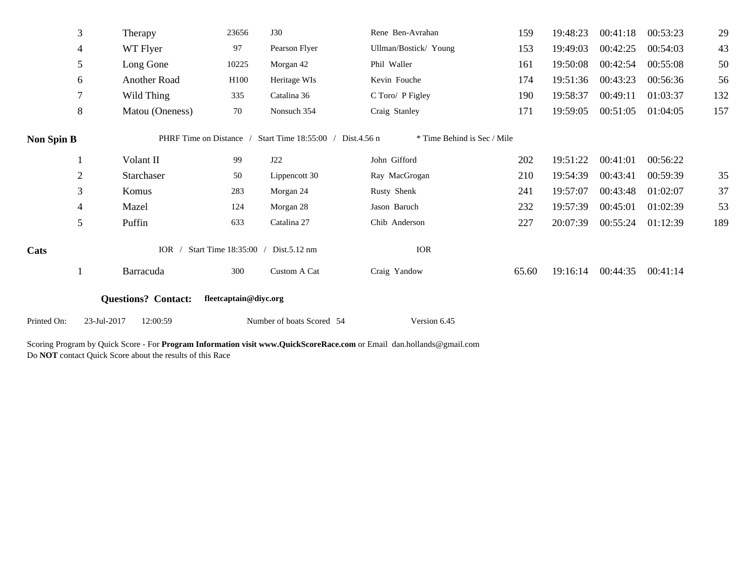| | | | | | | | | | |
|---|---|---|---|---|---|---|---|---|---|
| 3 | Therapy | 23656 | J30 | Rene Ben-Avrahan | 159 | 19:48:23 | 00:41:18 | 00:53:23 | 29 |
| 4 | WT Flyer | 97 | Pearson Flyer | Ullman/Bostick/ Young | 153 | 19:49:03 | 00:42:25 | 00:54:03 | 43 |
| 5 | Long Gone | 10225 | Morgan 42 | Phil Waller | 161 | 19:50:08 | 00:42:54 | 00:55:08 | 50 |
| 6 | Another Road | H100 | Heritage WIs | Kevin Fouche | 174 | 19:51:36 | 00:43:23 | 00:56:36 | 56 |
| 7 | Wild Thing | 335 | Catalina 36 | C Toro/ P Figley | 190 | 19:58:37 | 00:49:11 | 01:03:37 | 132 |
| 8 | Matou (Oneness) | 70 | Nonsuch 354 | Craig Stanley | 171 | 19:59:05 | 00:51:05 | 01:04:05 | 157 |

**Non Spin B** PHRF Time on Distance / Start Time 18:55:00 / Dist.4.56 n * Time Behind is Sec / Mile

| | | | | | | | | | |
|---|---|---|---|---|---|---|---|---|---|
| 1 | Volant II | 99 | J22 | John Gifford | 202 | 19:51:22 | 00:41:01 | 00:56:22 | |
| 2 | Starchaser | 50 | Lippencott 30 | Ray MacGrogan | 210 | 19:54:39 | 00:43:41 | 00:59:39 | 35 |
| 3 | Komus | 283 | Morgan 24 | Rusty Shenk | 241 | 19:57:07 | 00:43:48 | 01:02:07 | 37 |
| 4 | Mazel | 124 | Morgan 28 | Jason Baruch | 232 | 19:57:39 | 00:45:01 | 01:02:39 | 53 |
| 5 | Puffin | 633 | Catalina 27 | Chib Anderson | 227 | 20:07:39 | 00:55:24 | 01:12:39 | 189 |

**Cats** IOR / Start Time 18:35:00 / Dist.5.12 nm IOR

| | | | | | | | | |
|---|---|---|---|---|---|---|---|---|
| 1 | Barracuda | 300 | Custom A Cat | Craig Yandow | 65.60 | 19:16:14 | 00:44:35 | 00:41:14 |

**Questions? Contact:** **fleetcaptain@diyc.org**

Printed On: 23-Jul-2017 12:00:59 Number of boats Scored 54 Version 6.45

Scoring Program by Quick Score - For **Program Information visit www.QuickScoreRace.com** or Email dan.hollands@gmail.com
Do **NOT** contact Quick Score about the results of this Race